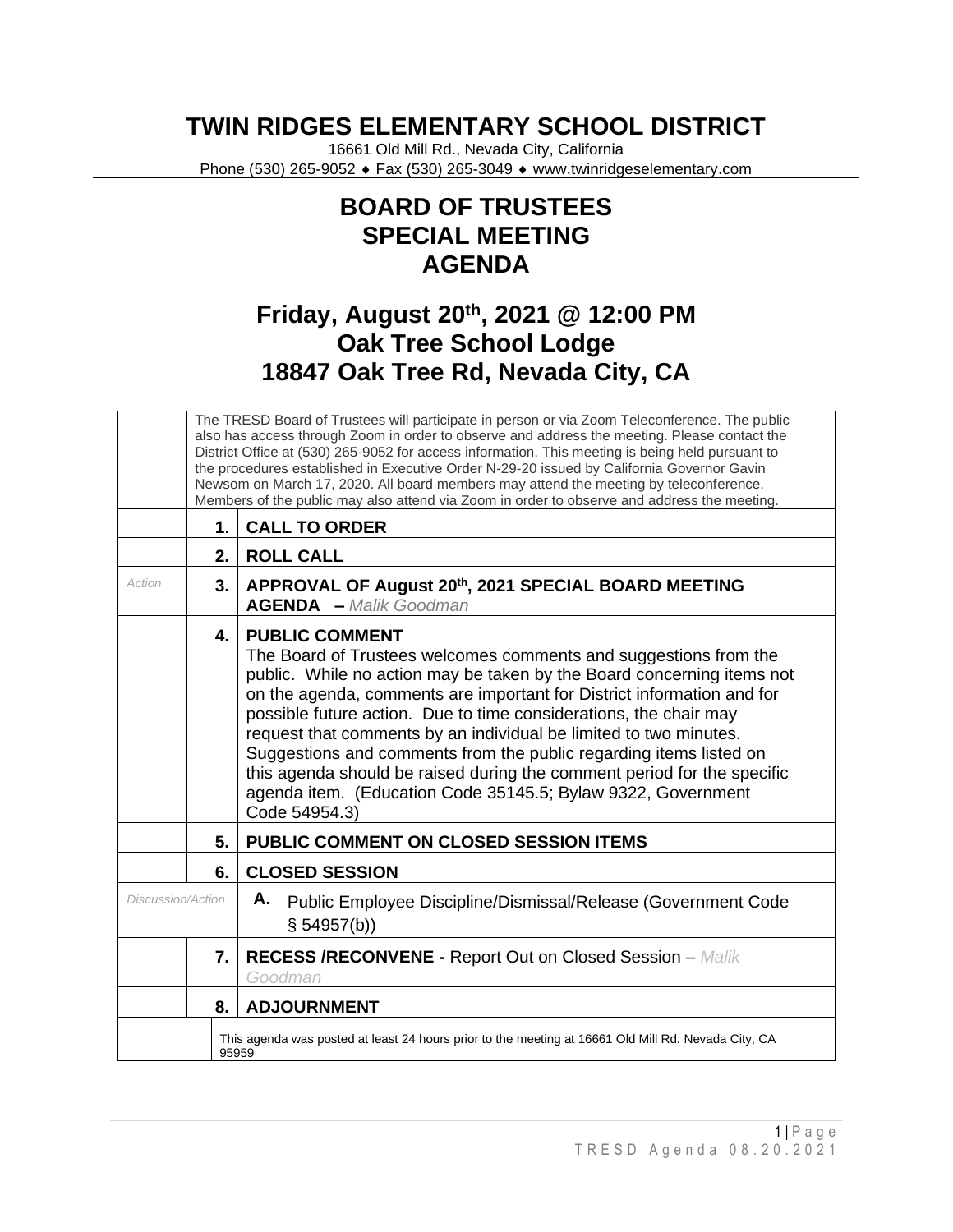# TWIN RIDGES ELEMENTARY SCHOOL DISTRICT

16661 Old Mill Rd., Nevada City, California
Phone (530) 265-9052 ♦ Fax (530) 265-3049 ♦ www.twinridgeselementary.com

# BOARD OF TRUSTEES SPECIAL MEETING AGENDA

## Friday, August 20th, 2021 @ 12:00 PM
## Oak Tree School Lodge
## 18847 Oak Tree Rd, Nevada City, CA

| | | | |
|---|---|---|---|
| | | The TRESD Board of Trustees will participate in person or via Zoom Teleconference. The public also has access through Zoom in order to observe and address the meeting. Please contact the District Office at (530) 265-9052 for access information. This meeting is being held pursuant to the procedures established in Executive Order N-29-20 issued by California Governor Gavin Newsom on March 17, 2020. All board members may attend the meeting by teleconference. Members of the public may also attend via Zoom in order to observe and address the meeting. | |
| | **1**. | **CALL TO ORDER** | |
| | **2.** | **ROLL CALL** | |
| *Action* | **3.** | **APPROVAL OF August 20th, 2021 SPECIAL BOARD MEETING AGENDA – *Malik Goodman*** | |
| | **4.** | **PUBLIC COMMENT** The Board of Trustees welcomes comments and suggestions from the public. While no action may be taken by the Board concerning items not on the agenda, comments are important for District information and for possible future action. Due to time considerations, the chair may request that comments by an individual be limited to two minutes. Suggestions and comments from the public regarding items listed on this agenda should be raised during the comment period for the specific agenda item. (Education Code 35145.5; Bylaw 9322, Government Code 54954.3) | |
| | **5.** | **PUBLIC COMMENT ON CLOSED SESSION ITEMS** | |
| | **6.** | **CLOSED SESSION** | |
| *Discussion/Action* | **A.** | Public Employee Discipline/Dismissal/Release (Government Code § 54957(b)) | |
| | **7.** | **RECESS /RECONVENE -** Report Out on Closed Session – *Malik Goodman* | |
| | **8.** | **ADJOURNMENT** | |
| | | This agenda was posted at least 24 hours prior to the meeting at 16661 Old Mill Rd. Nevada City, CA 95959 | |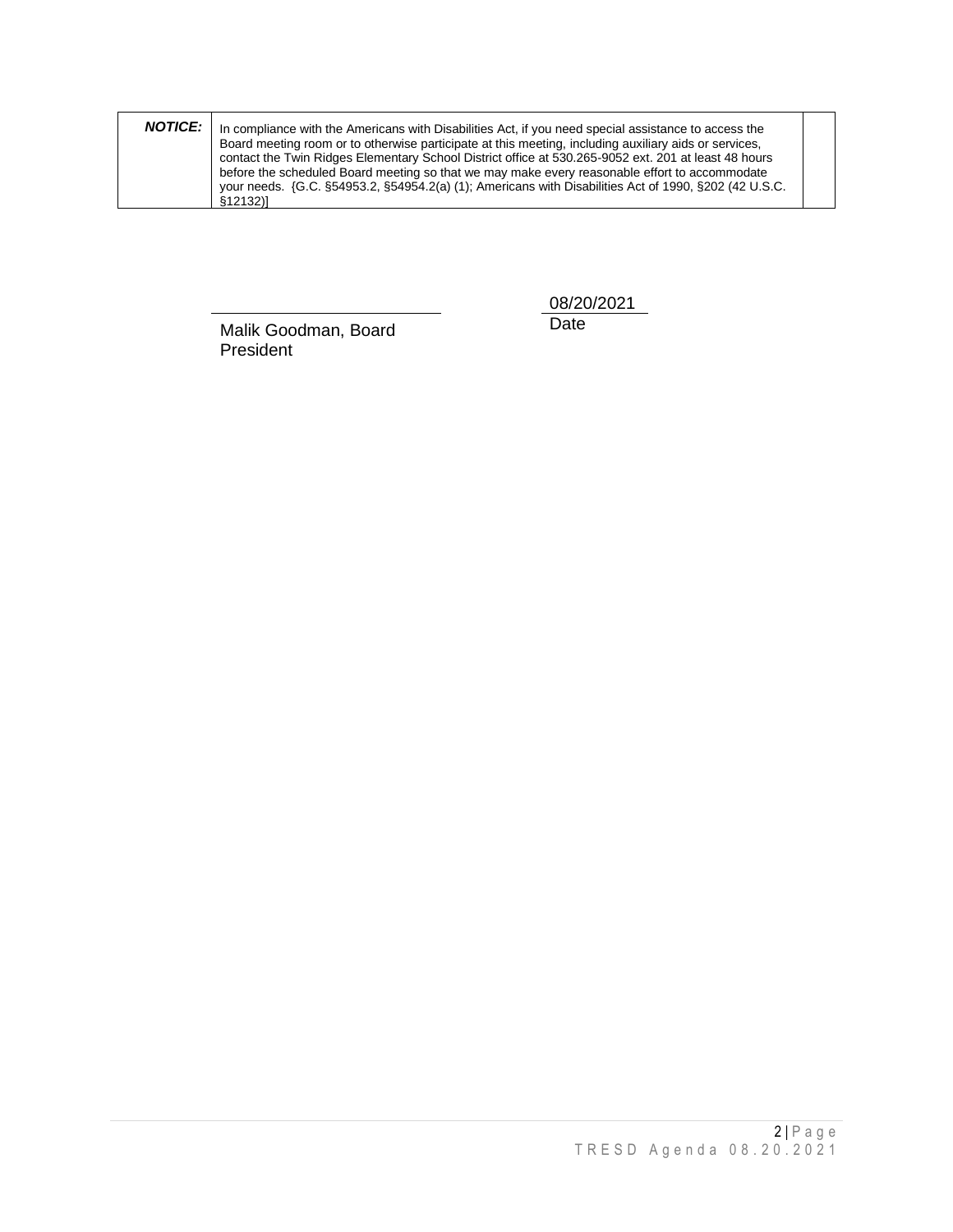| | | |
|---|---|---|
| ***NOTICE:*** | In compliance with the Americans with Disabilities Act, if you need special assistance to access the Board meeting room or to otherwise participate at this meeting, including auxiliary aids or services, contact the Twin Ridges Elementary School District office at 530.265-9052 ext. 201 at least 48 hours before the scheduled Board meeting so that we may make every reasonable effort to accommodate your needs. {G.C. §54953.2, §54954.2(a) (1); Americans with Disabilities Act of 1990, §202 (42 U.S.C. §12132)] | |

\_\_\_\_\_\_\_\_\_\_\_\_\_\_\_\_\_\_\_\_\_\_\_\_\_\_\_\_
Malik Goodman, Board President

08/20/2021
Date